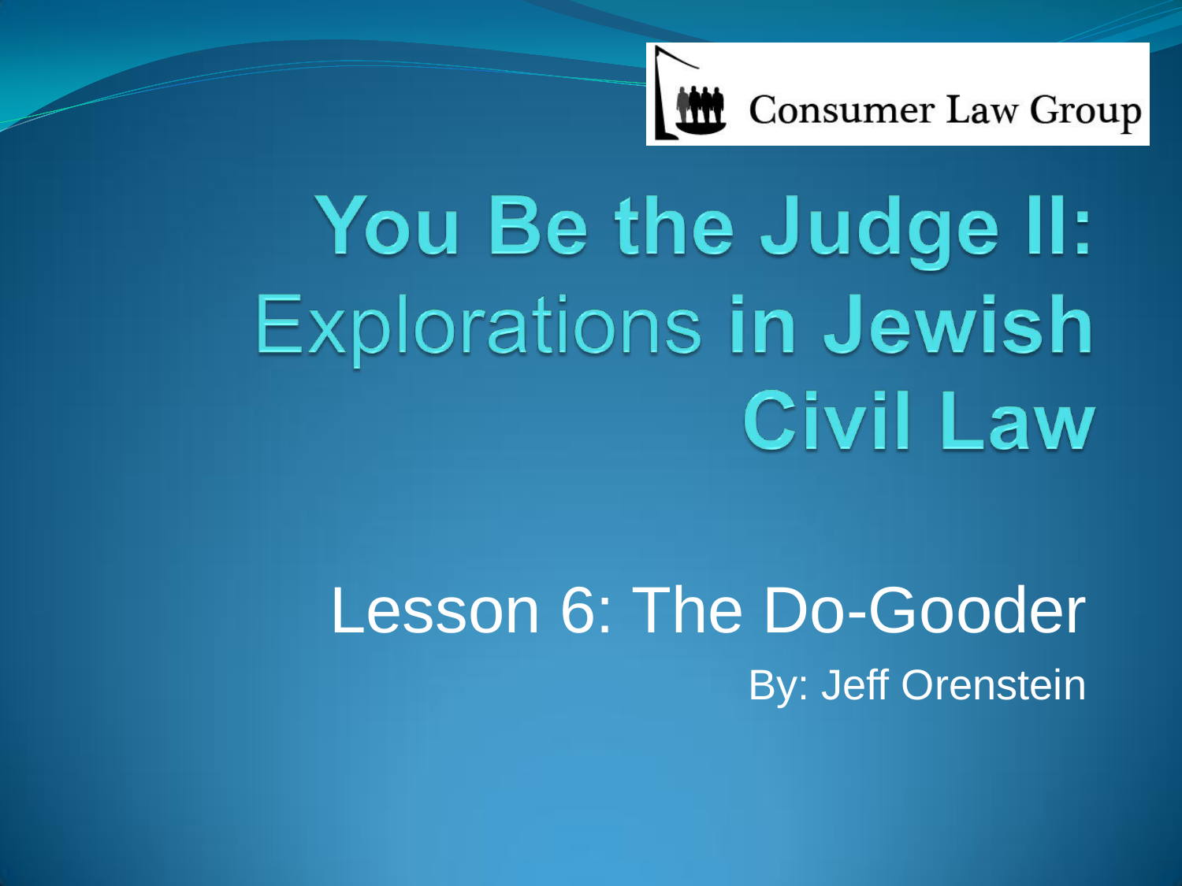Consumer Law Group

# You Be the Judge II: Explorations in Jewish Civil Law

## Lesson 6: The Do-Gooder

By: Jeff Orenstein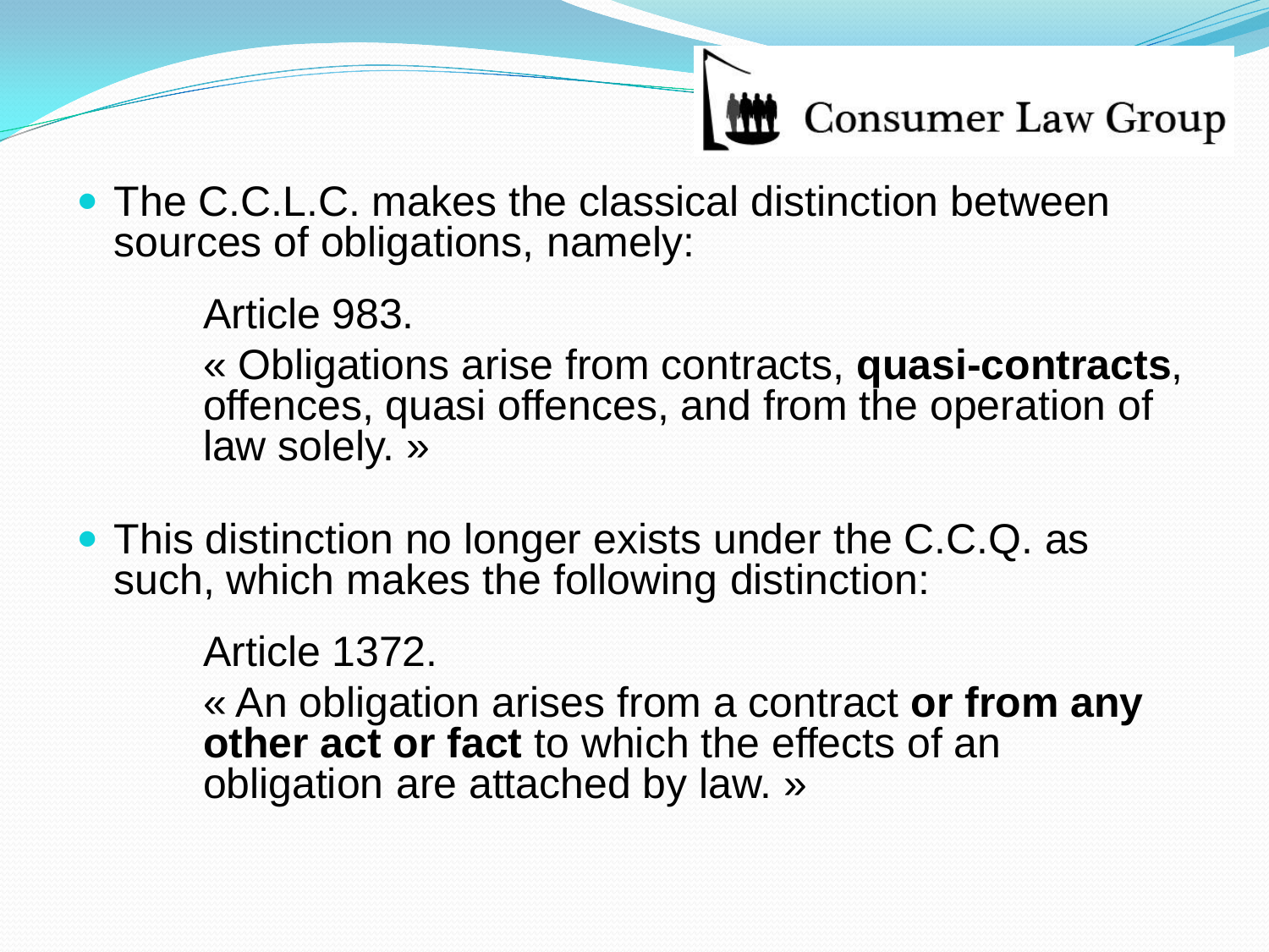- The C.C.L.C. makes the classical distinction between sources of obligations, namely:

  Article 983.

  « Obligations arise from contracts, **quasi-contracts**, offences, quasi offences, and from the operation of law solely. »

- This distinction no longer exists under the C.C.Q. as such, which makes the following distinction:

  Article 1372.

  « An obligation arises from a contract **or from any other act or fact** to which the effects of an obligation are attached by law. »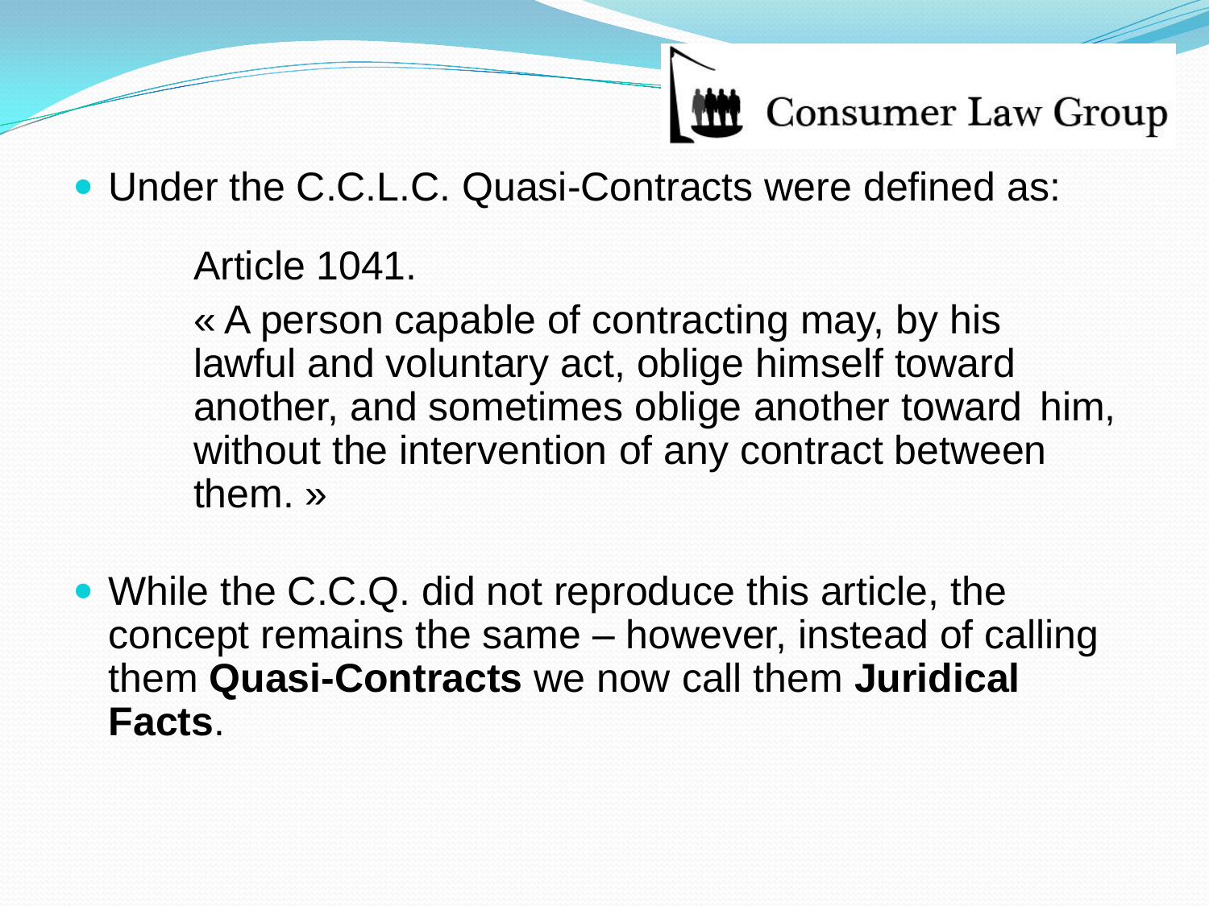- Under the C.C.L.C. Quasi-Contracts were defined as:

  Article 1041.

  « A person capable of contracting may, by his lawful and voluntary act, oblige himself toward another, and sometimes oblige another toward him, without the intervention of any contract between them. »

- While the C.C.Q. did not reproduce this article, the concept remains the same – however, instead of calling them **Quasi-Contracts** we now call them **Juridical Facts**.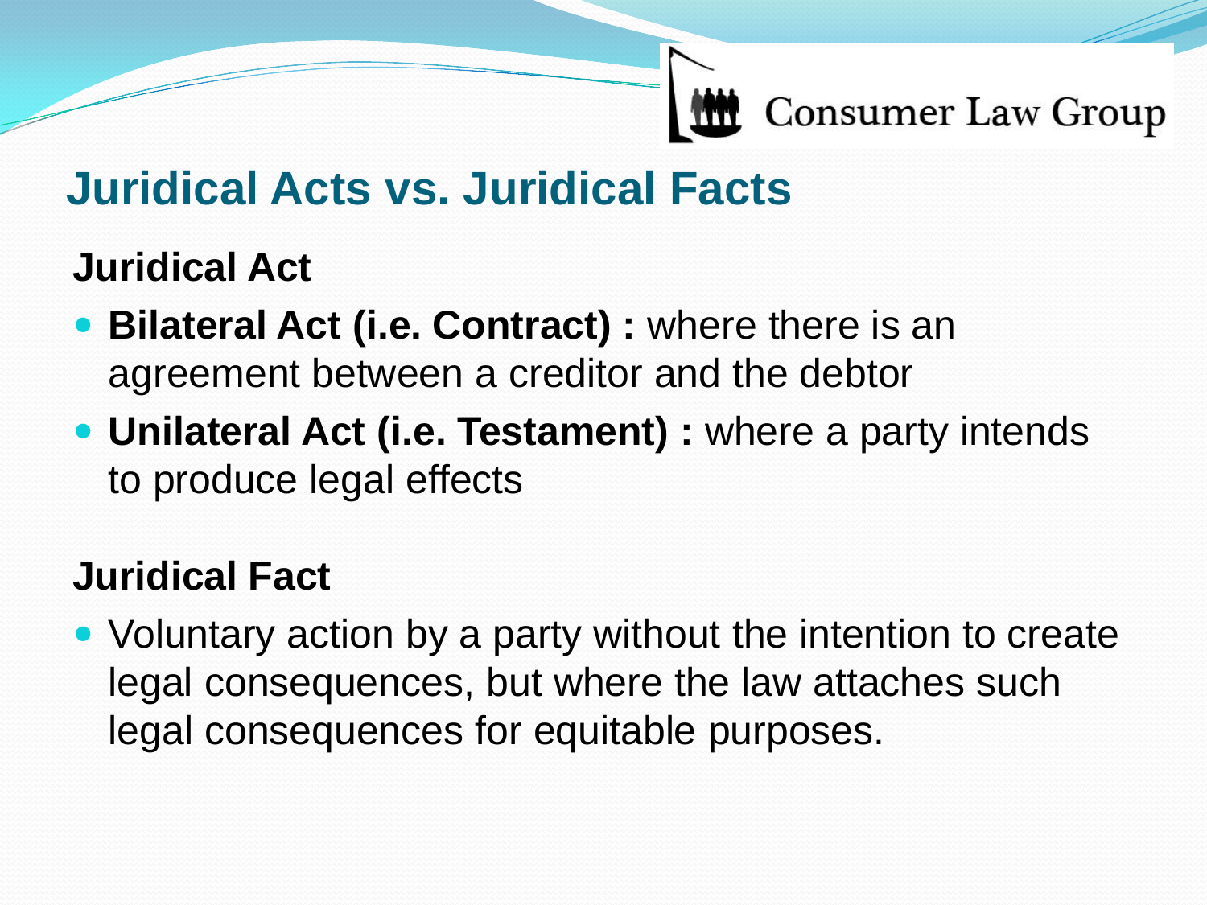# Juridical Acts vs. Juridical Facts

## Juridical Act

- **Bilateral Act (i.e. Contract) :** where there is an agreement between a creditor and the debtor
- **Unilateral Act (i.e. Testament) :** where a party intends to produce legal effects

## Juridical Fact

- Voluntary action by a party without the intention to create legal consequences, but where the law attaches such legal consequences for equitable purposes.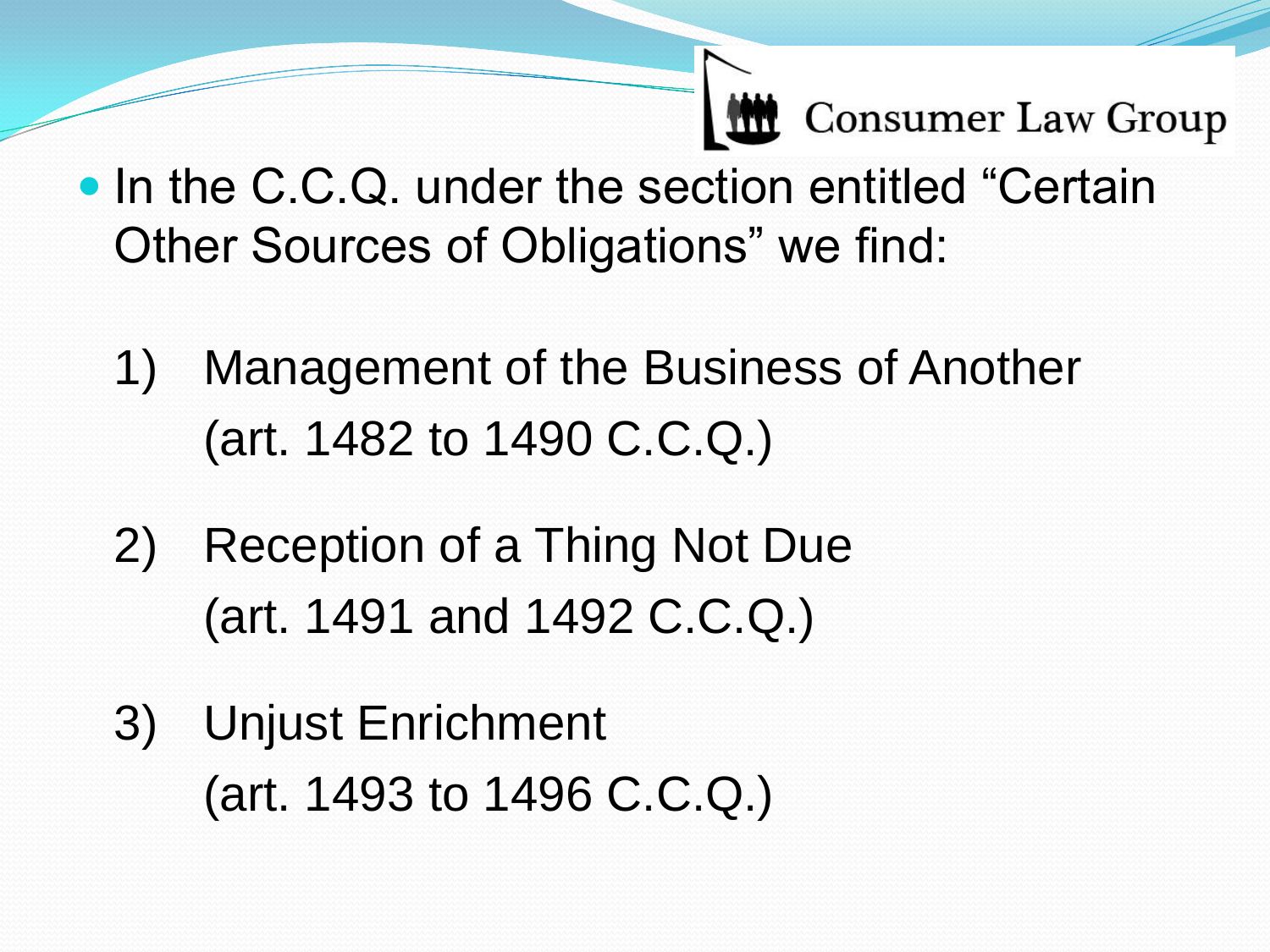- In the C.C.Q. under the section entitled "Certain Other Sources of Obligations" we find:

  1) Management of the Business of Another (art. 1482 to 1490 C.C.Q.)

  2) Reception of a Thing Not Due (art. 1491 and 1492 C.C.Q.)

  3) Unjust Enrichment (art. 1493 to 1496 C.C.Q.)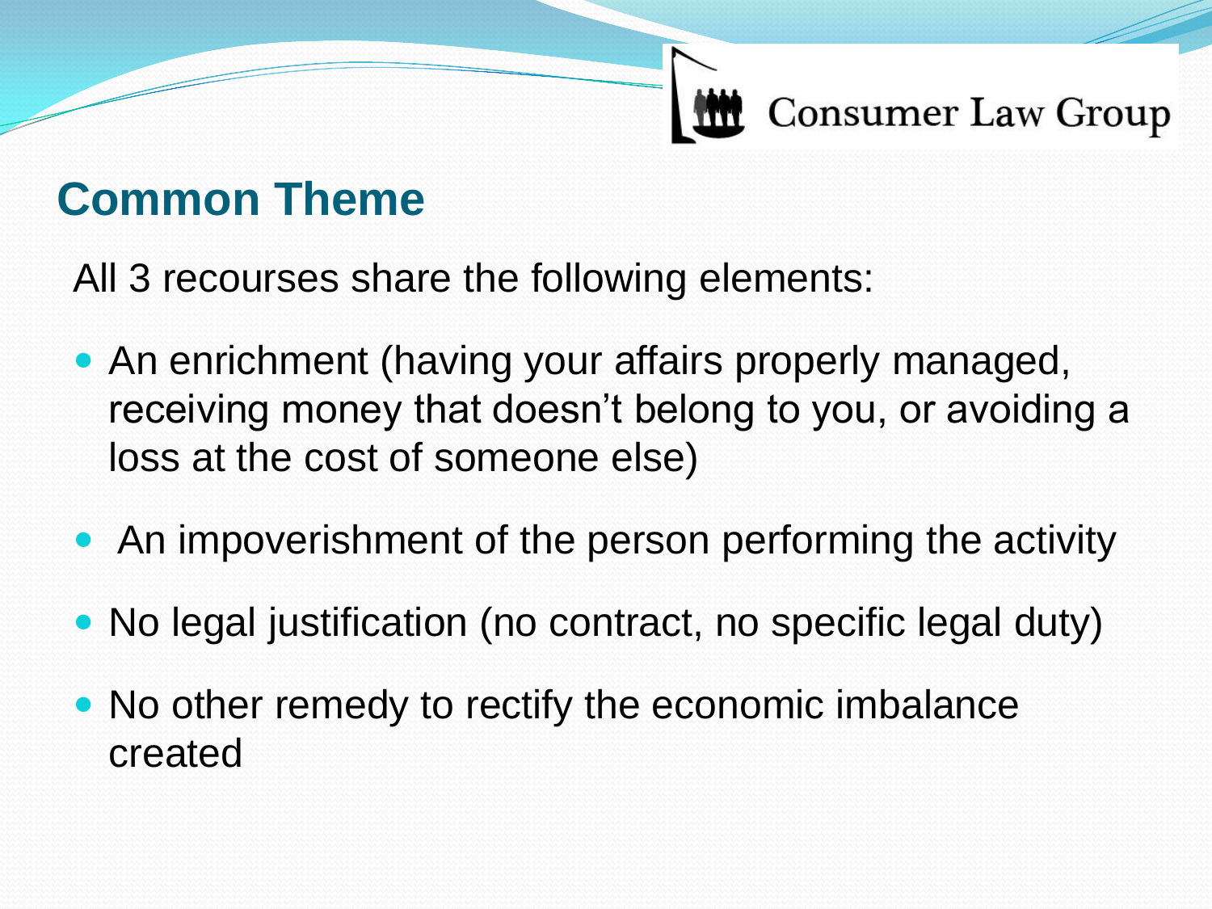## Common Theme

All 3 recourses share the following elements:

- An enrichment (having your affairs properly managed, receiving money that doesn't belong to you, or avoiding a loss at the cost of someone else)
- An impoverishment of the person performing the activity
- No legal justification (no contract, no specific legal duty)
- No other remedy to rectify the economic imbalance created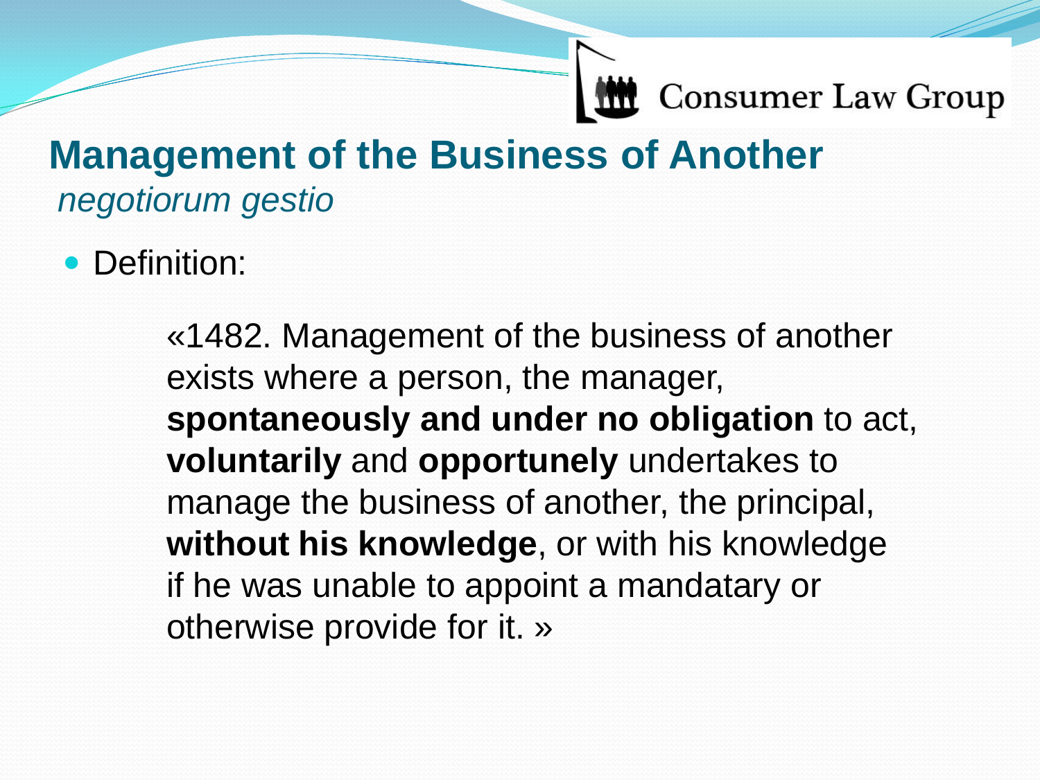## Management of the Business of Another

*negotiorum gestio*

- Definition:

  «1482. Management of the business of another exists where a person, the manager, **spontaneously and under no obligation** to act, **voluntarily** and **opportunely** undertakes to manage the business of another, the principal, **without his knowledge**, or with his knowledge if he was unable to appoint a mandatary or otherwise provide for it. »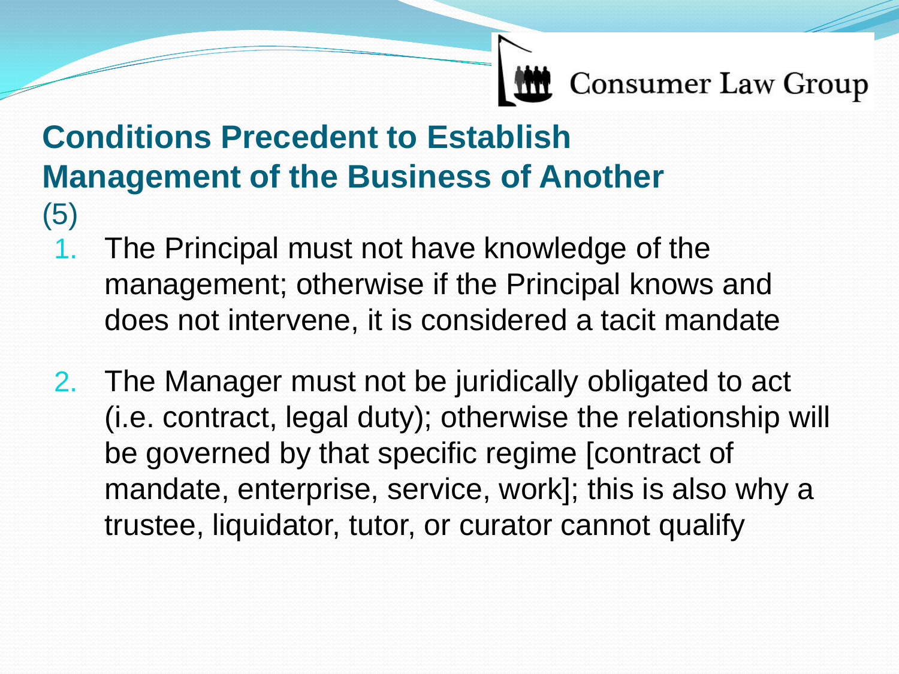## Conditions Precedent to Establish Management of the Business of Another

(5)

1. The Principal must not have knowledge of the management; otherwise if the Principal knows and does not intervene, it is considered a tacit mandate
2. The Manager must not be juridically obligated to act (i.e. contract, legal duty); otherwise the relationship will be governed by that specific regime [contract of mandate, enterprise, service, work]; this is also why a trustee, liquidator, tutor, or curator cannot qualify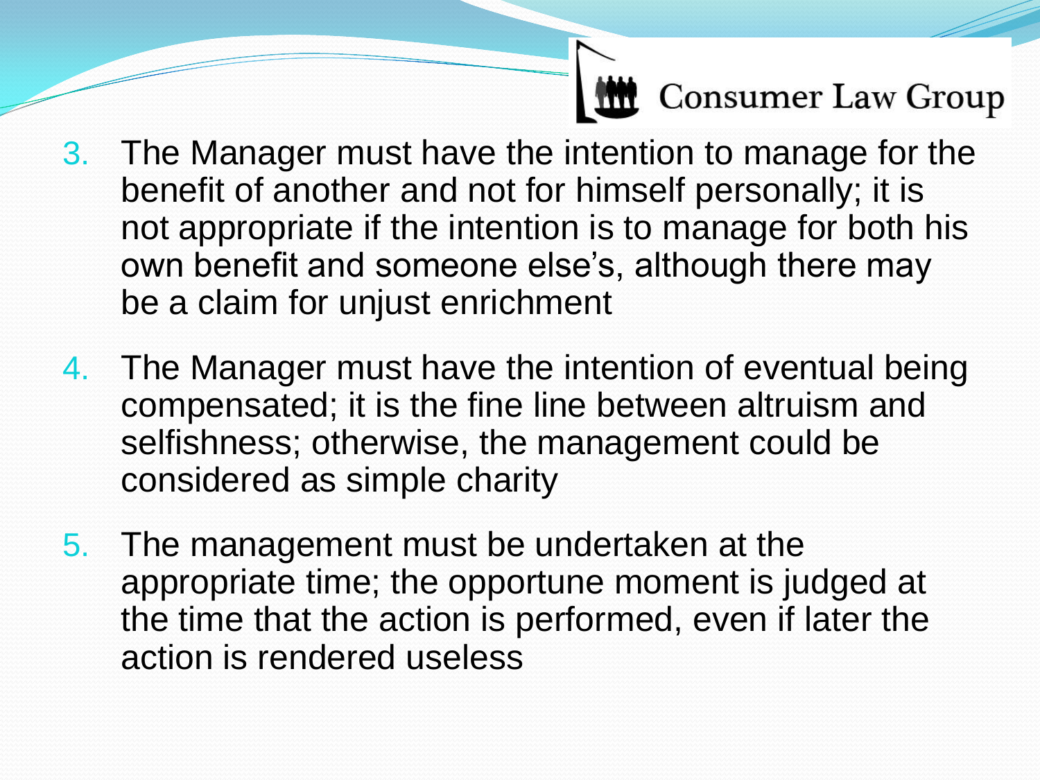3. The Manager must have the intention to manage for the benefit of another and not for himself personally; it is not appropriate if the intention is to manage for both his own benefit and someone else's, although there may be a claim for unjust enrichment
4. The Manager must have the intention of eventual being compensated; it is the fine line between altruism and selfishness; otherwise, the management could be considered as simple charity
5. The management must be undertaken at the appropriate time; the opportune moment is judged at the time that the action is performed, even if later the action is rendered useless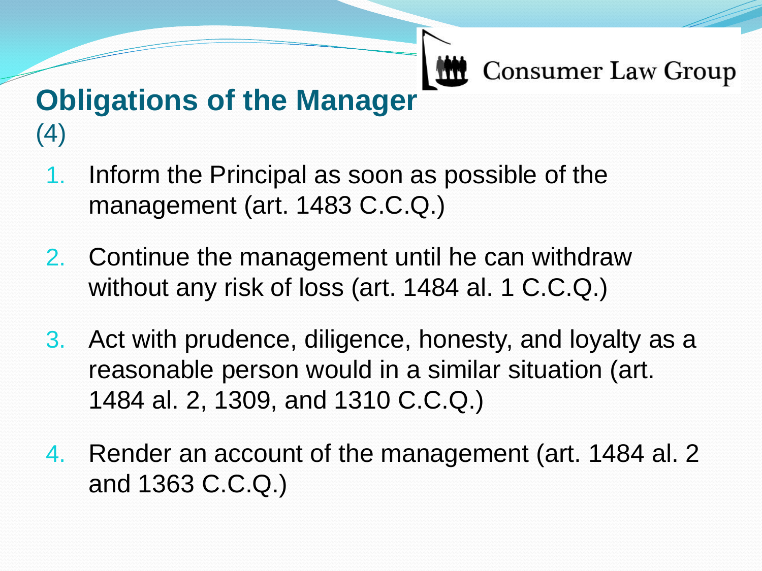## Obligations of the Manager (4)

1. Inform the Principal as soon as possible of the management (art. 1483 C.C.Q.)
2. Continue the management until he can withdraw without any risk of loss (art. 1484 al. 1 C.C.Q.)
3. Act with prudence, diligence, honesty, and loyalty as a reasonable person would in a similar situation (art. 1484 al. 2, 1309, and 1310 C.C.Q.)
4. Render an account of the management (art. 1484 al. 2 and 1363 C.C.Q.)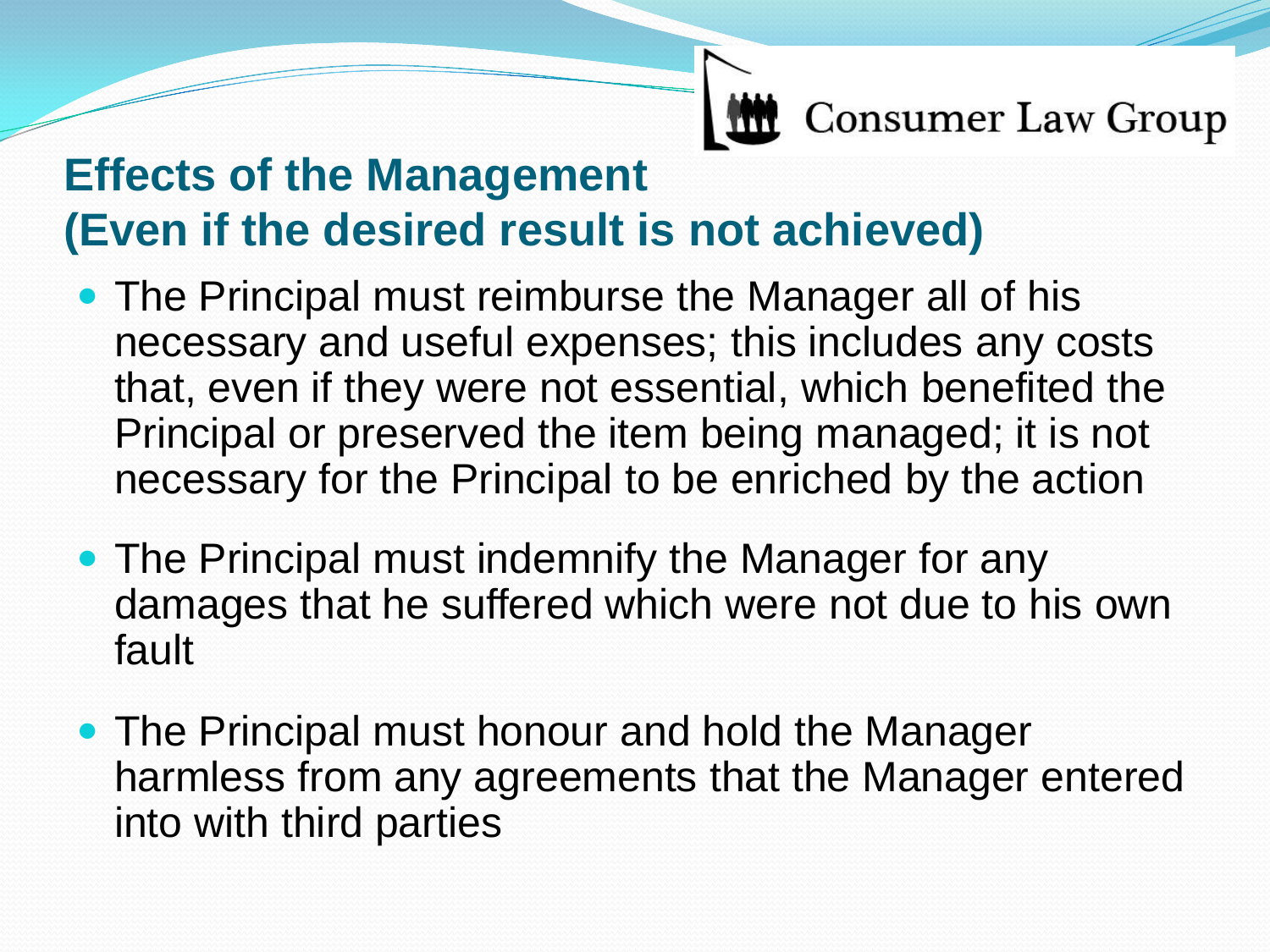## Effects of the Management
## (Even if the desired result is not achieved)

- The Principal must reimburse the Manager all of his necessary and useful expenses; this includes any costs that, even if they were not essential, which benefited the Principal or preserved the item being managed; it is not necessary for the Principal to be enriched by the action
- The Principal must indemnify the Manager for any damages that he suffered which were not due to his own fault
- The Principal must honour and hold the Manager harmless from any agreements that the Manager entered into with third parties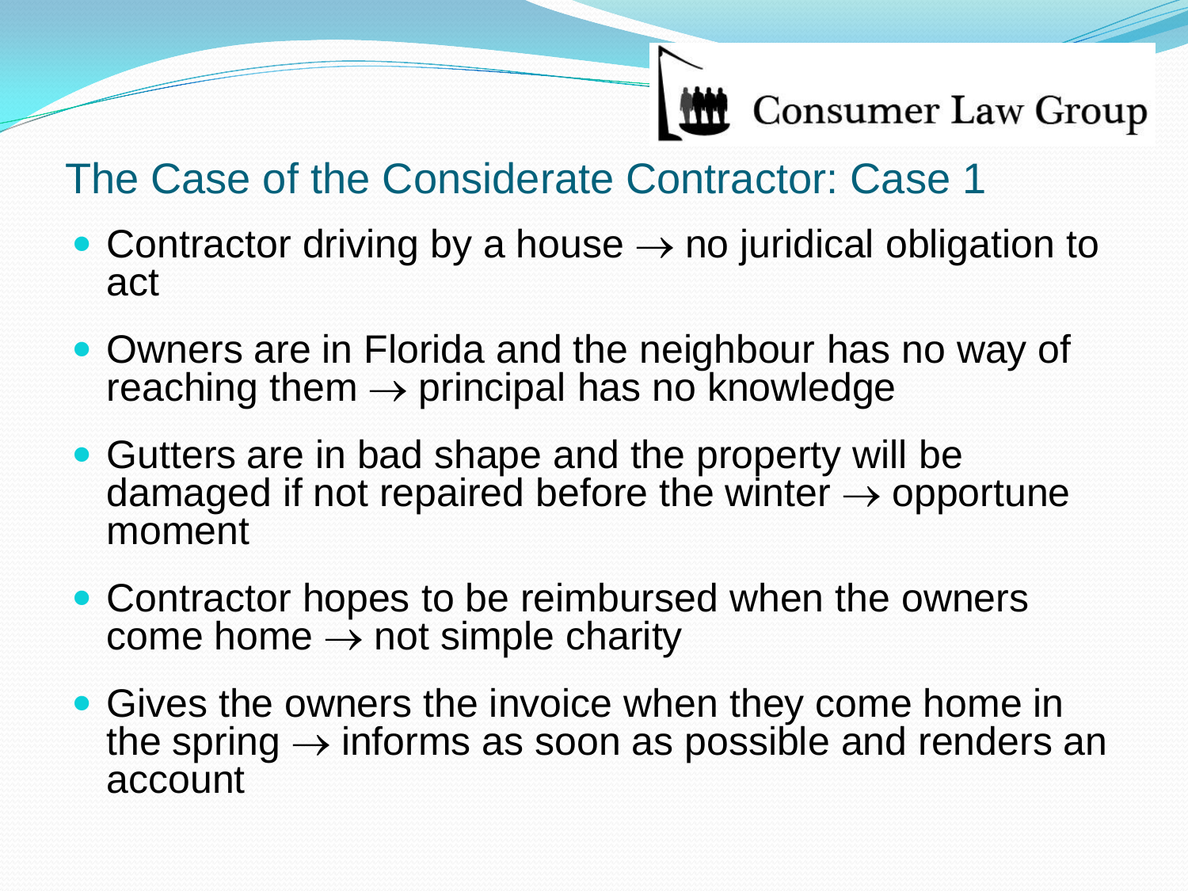## The Case of the Considerate Contractor: Case 1

- Contractor driving by a house → no juridical obligation to act
- Owners are in Florida and the neighbour has no way of reaching them → principal has no knowledge
- Gutters are in bad shape and the property will be damaged if not repaired before the winter → opportune moment
- Contractor hopes to be reimbursed when the owners come home → not simple charity
- Gives the owners the invoice when they come home in the spring → informs as soon as possible and renders an account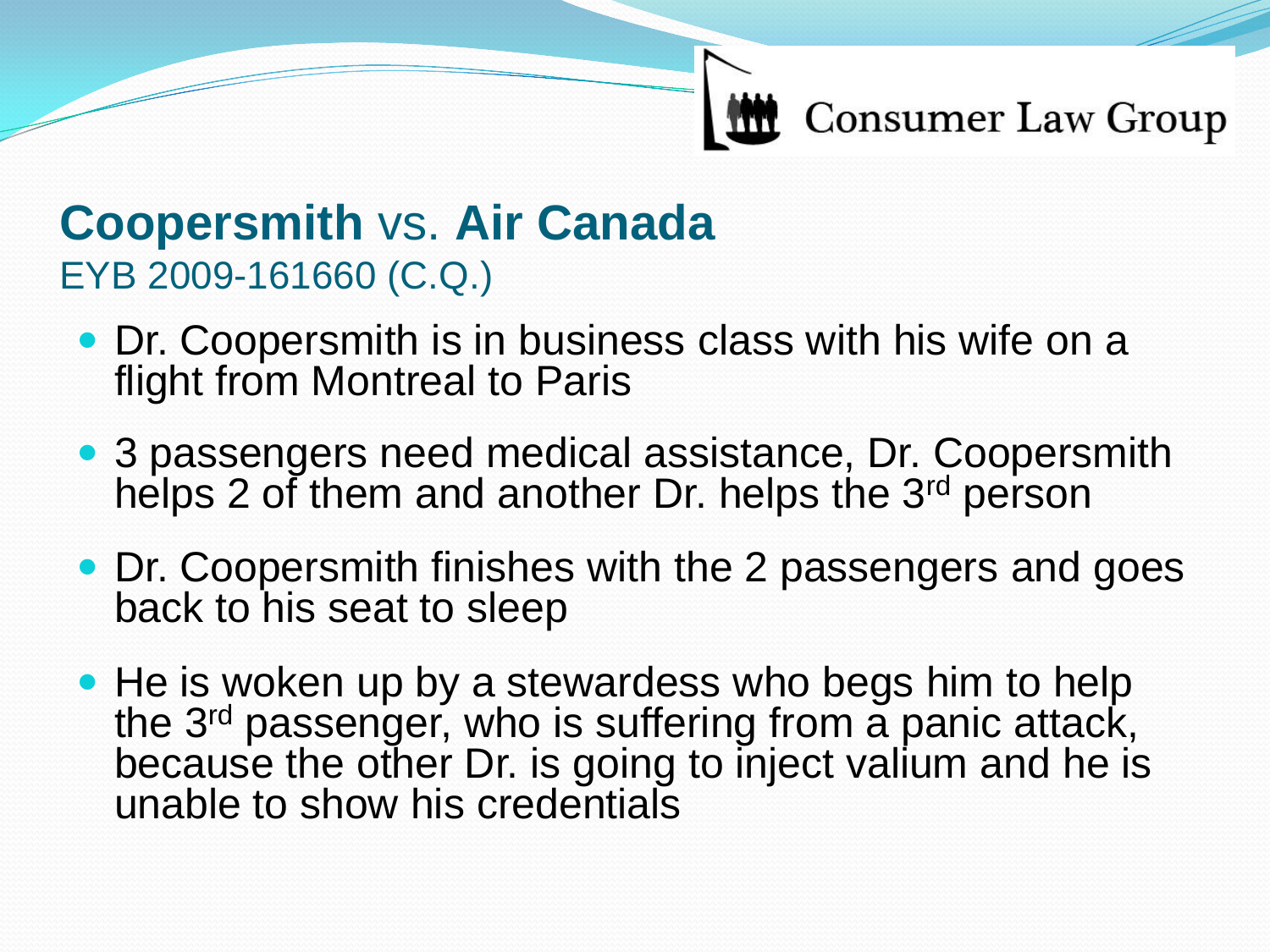## **Coopersmith** vs. **Air Canada**

EYB 2009-161660 (C.Q.)

- Dr. Coopersmith is in business class with his wife on a flight from Montreal to Paris
- 3 passengers need medical assistance, Dr. Coopersmith helps 2 of them and another Dr. helps the 3rd person
- Dr. Coopersmith finishes with the 2 passengers and goes back to his seat to sleep
- He is woken up by a stewardess who begs him to help the 3rd passenger, who is suffering from a panic attack, because the other Dr. is going to inject valium and he is unable to show his credentials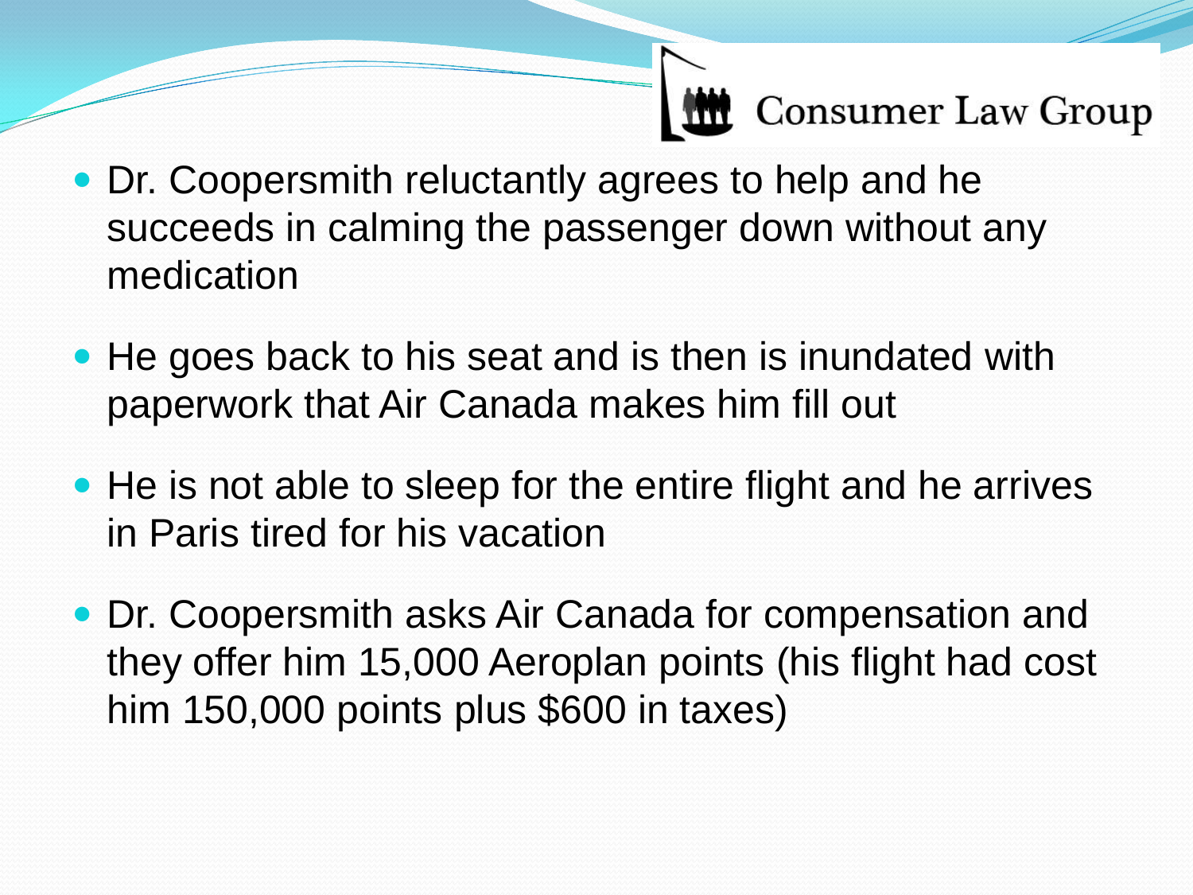- Dr. Coopersmith reluctantly agrees to help and he succeeds in calming the passenger down without any medication
- He goes back to his seat and is then is inundated with paperwork that Air Canada makes him fill out
- He is not able to sleep for the entire flight and he arrives in Paris tired for his vacation
- Dr. Coopersmith asks Air Canada for compensation and they offer him 15,000 Aeroplan points (his flight had cost him 150,000 points plus $600 in taxes)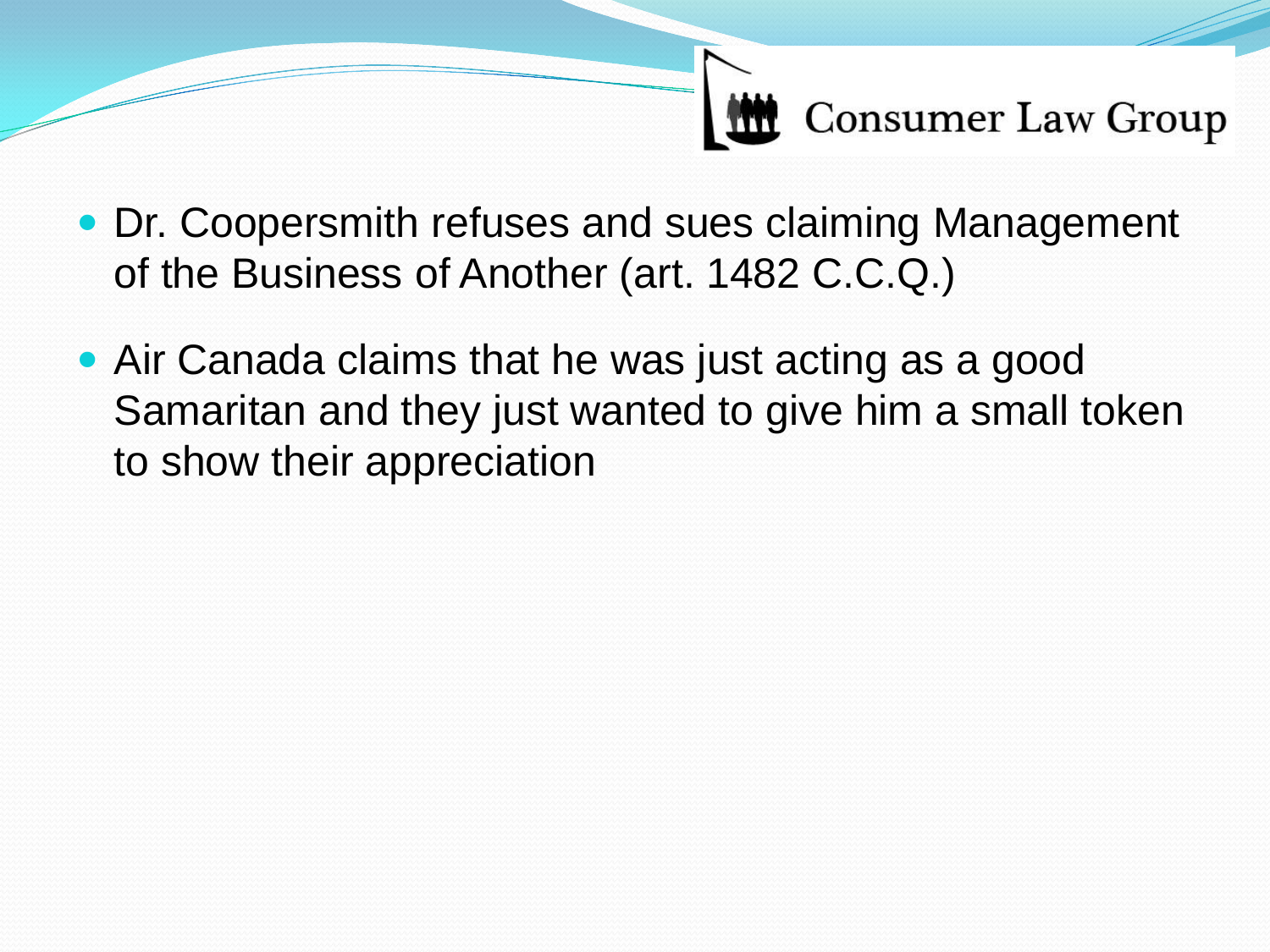- Dr. Coopersmith refuses and sues claiming Management of the Business of Another (art. 1482 C.C.Q.)
- Air Canada claims that he was just acting as a good Samaritan and they just wanted to give him a small token to show their appreciation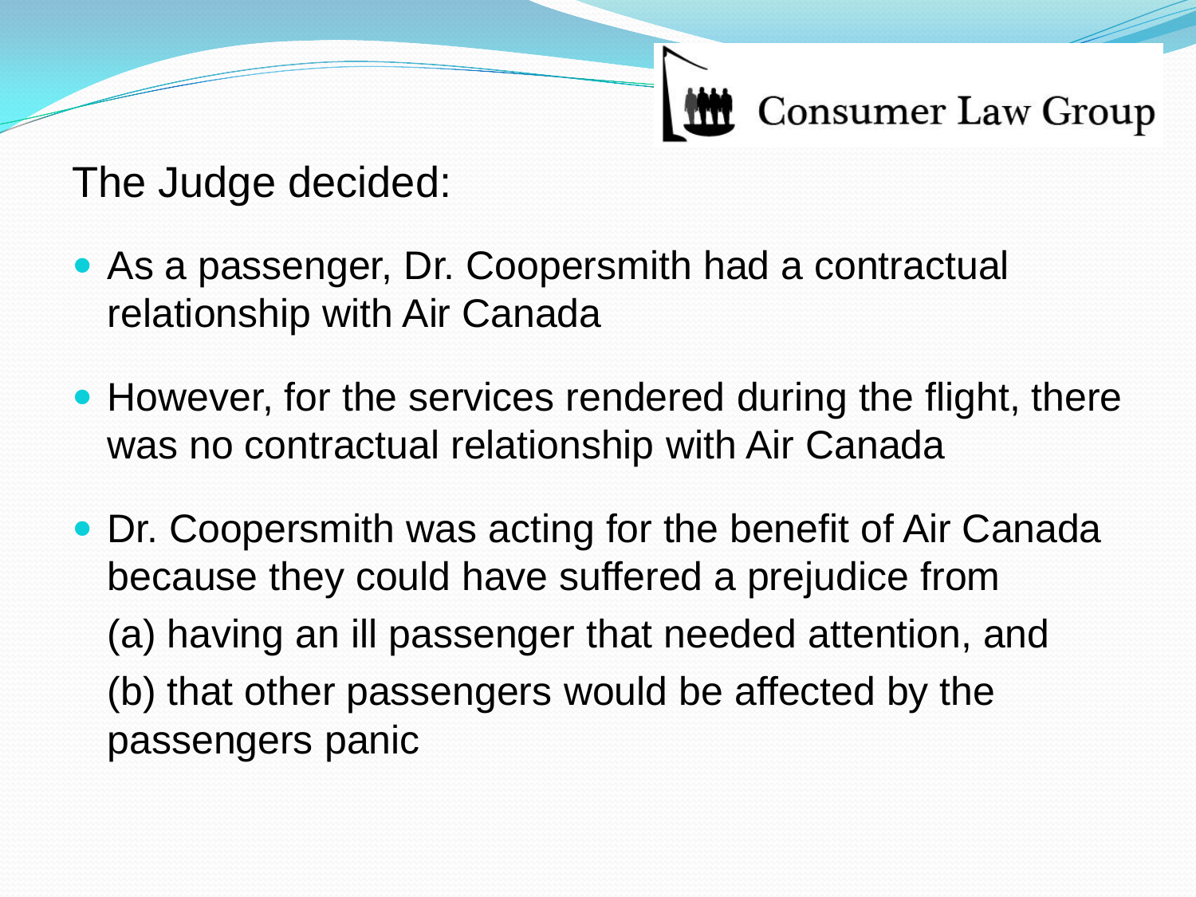The Judge decided:

- As a passenger, Dr. Coopersmith had a contractual relationship with Air Canada
- However, for the services rendered during the flight, there was no contractual relationship with Air Canada
- Dr. Coopersmith was acting for the benefit of Air Canada because they could have suffered a prejudice from

  (a) having an ill passenger that needed attention, and

  (b) that other passengers would be affected by the passengers panic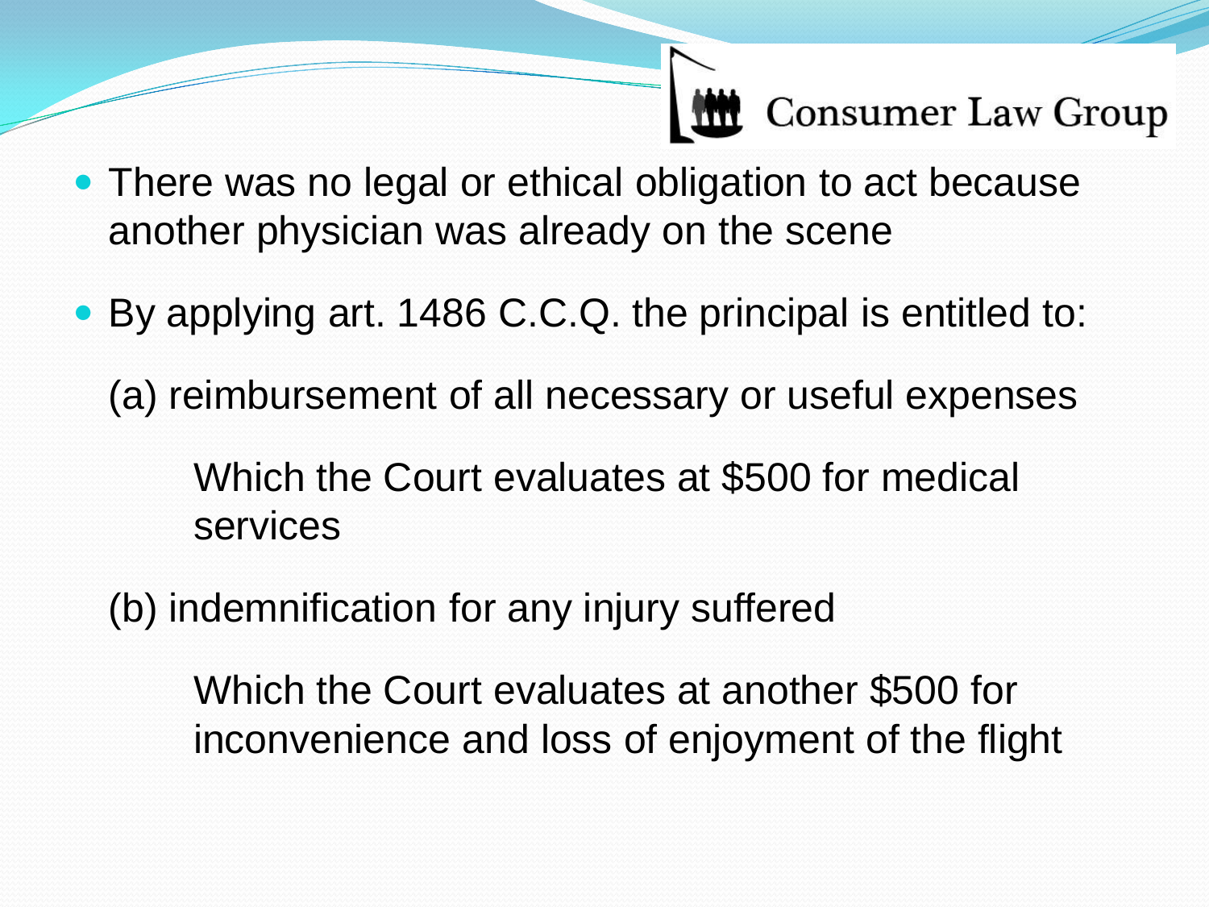- There was no legal or ethical obligation to act because another physician was already on the scene
- By applying art. 1486 C.C.Q. the principal is entitled to:

  (a) reimbursement of all necessary or useful expenses

    Which the Court evaluates at $500 for medical services

  (b) indemnification for any injury suffered

    Which the Court evaluates at another $500 for inconvenience and loss of enjoyment of the flight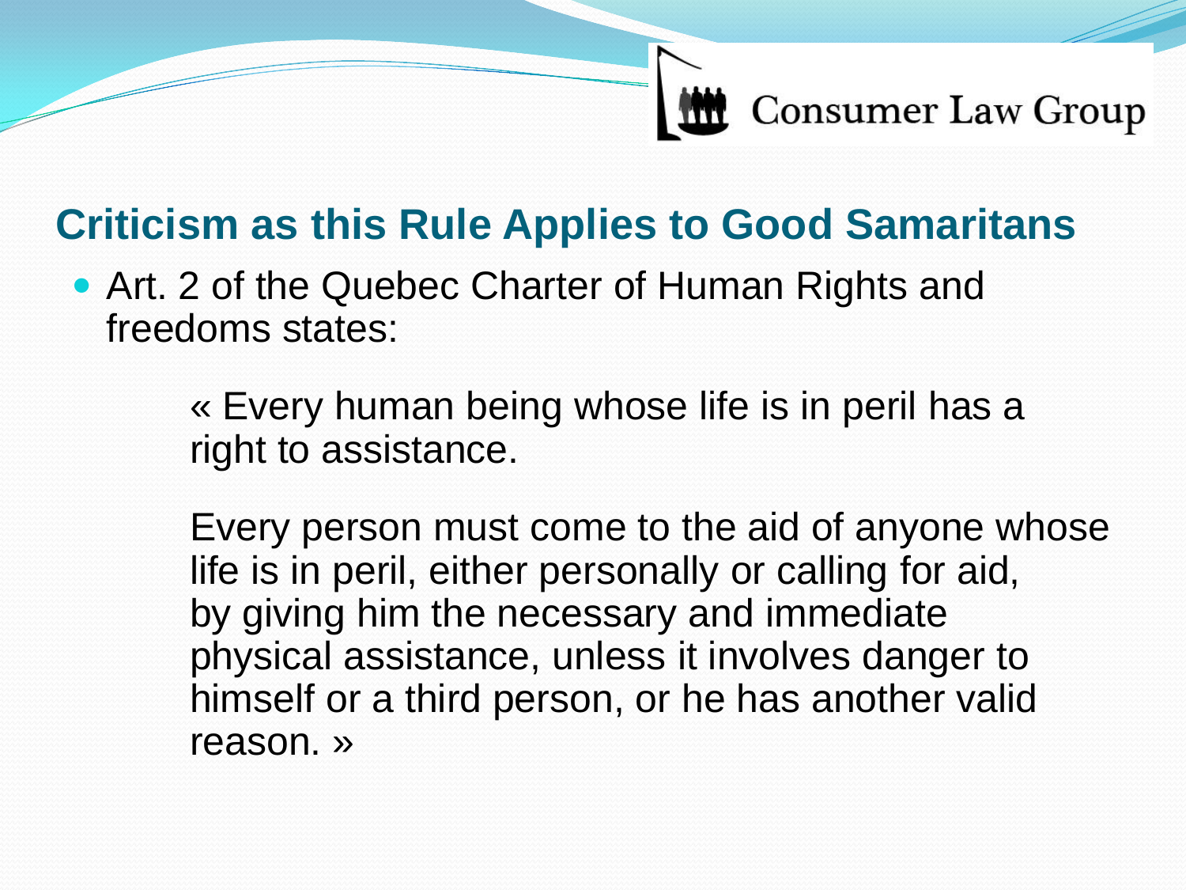## Criticism as this Rule Applies to Good Samaritans

- Art. 2 of the Quebec Charter of Human Rights and freedoms states:

> « Every human being whose life is in peril has a right to assistance.
>
> Every person must come to the aid of anyone whose life is in peril, either personally or calling for aid, by giving him the necessary and immediate physical assistance, unless it involves danger to himself or a third person, or he has another valid reason. »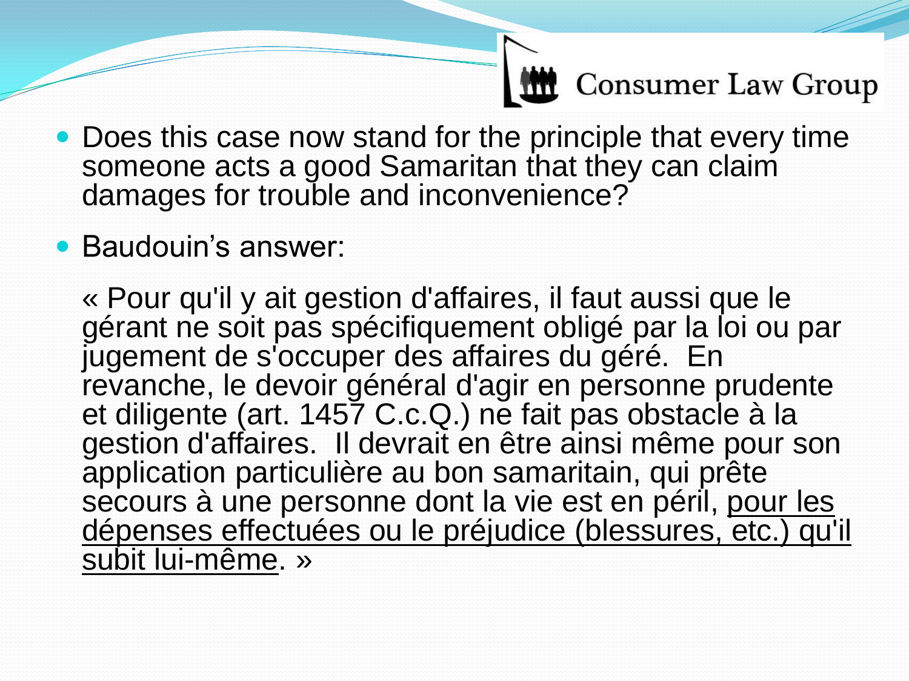- Does this case now stand for the principle that every time someone acts a good Samaritan that they can claim damages for trouble and inconvenience?
- Baudouin's answer:

  « Pour qu'il y ait gestion d'affaires, il faut aussi que le gérant ne soit pas spécifiquement obligé par la loi ou par jugement de s'occuper des affaires du géré. En revanche, le devoir général d'agir en personne prudente et diligente (art. 1457 C.c.Q.) ne fait pas obstacle à la gestion d'affaires. Il devrait en être ainsi même pour son application particulière au bon samaritain, qui prête secours à une personne dont la vie est en péril, <u>pour les dépenses effectuées ou le préjudice (blessures, etc.) qu'il subit lui-même</u>. »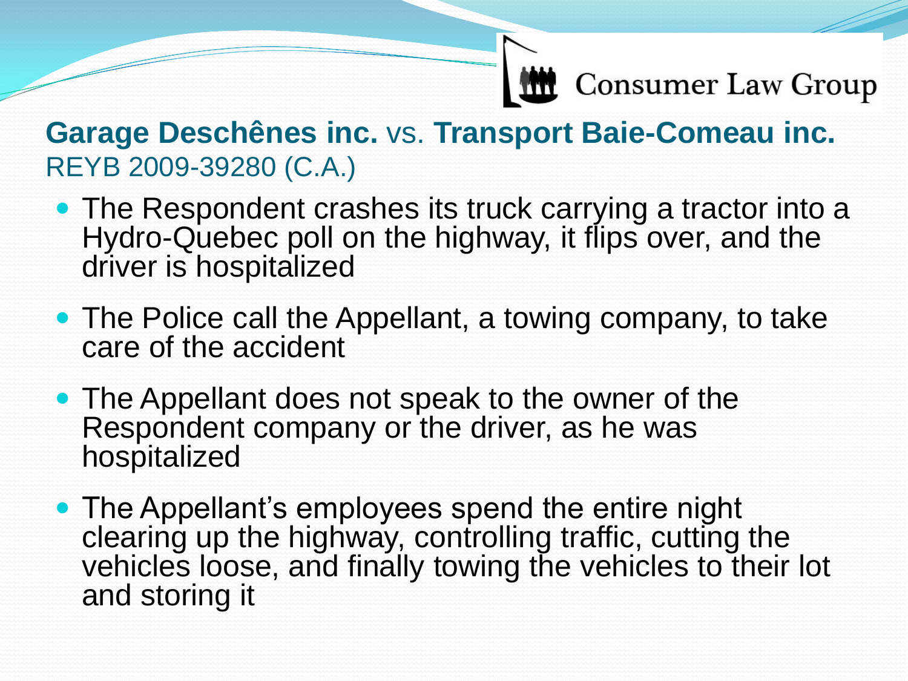## **Garage Deschênes inc.** vs. **Transport Baie-Comeau inc.**

REYB 2009-39280 (C.A.)

- The Respondent crashes its truck carrying a tractor into a Hydro-Quebec poll on the highway, it flips over, and the driver is hospitalized
- The Police call the Appellant, a towing company, to take care of the accident
- The Appellant does not speak to the owner of the Respondent company or the driver, as he was hospitalized
- The Appellant's employees spend the entire night clearing up the highway, controlling traffic, cutting the vehicles loose, and finally towing the vehicles to their lot and storing it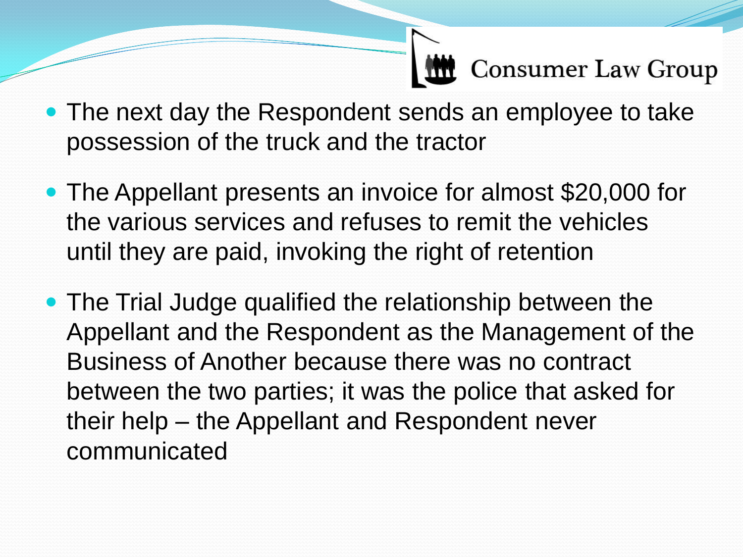- The next day the Respondent sends an employee to take possession of the truck and the tractor
- The Appellant presents an invoice for almost $20,000 for the various services and refuses to remit the vehicles until they are paid, invoking the right of retention
- The Trial Judge qualified the relationship between the Appellant and the Respondent as the Management of the Business of Another because there was no contract between the two parties; it was the police that asked for their help – the Appellant and Respondent never communicated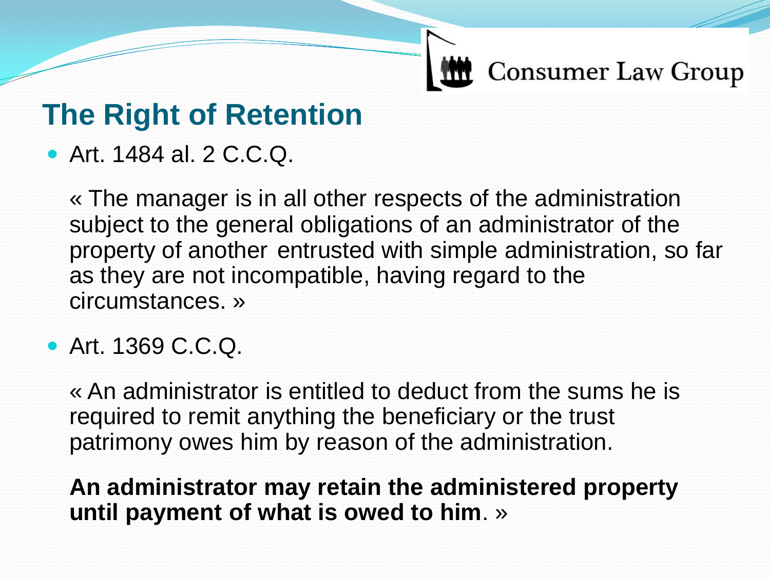## The Right of Retention

- Art. 1484 al. 2 C.C.Q.

  « The manager is in all other respects of the administration subject to the general obligations of an administrator of the property of another entrusted with simple administration, so far as they are not incompatible, having regard to the circumstances. »

- Art. 1369 C.C.Q.

  « An administrator is entitled to deduct from the sums he is required to remit anything the beneficiary or the trust patrimony owes him by reason of the administration.

  **An administrator may retain the administered property until payment of what is owed to him**. »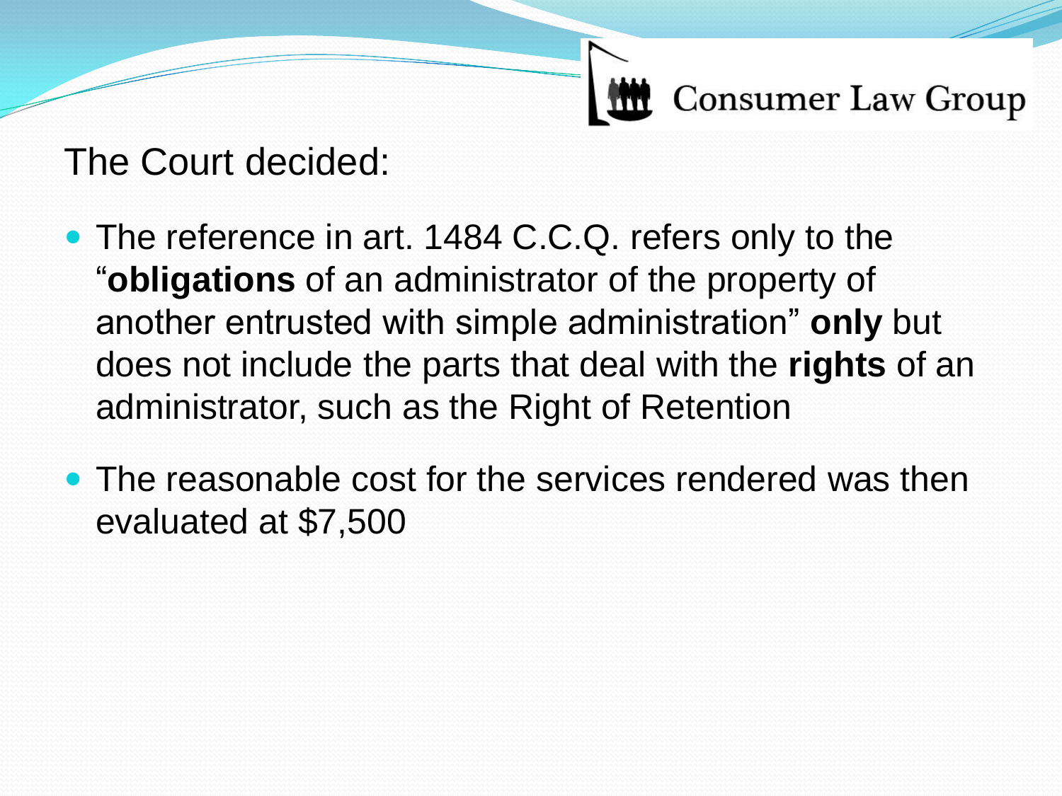The Court decided:

- The reference in art. 1484 C.C.Q. refers only to the "**obligations** of an administrator of the property of another entrusted with simple administration" **only** but does not include the parts that deal with the **rights** of an administrator, such as the Right of Retention
- The reasonable cost for the services rendered was then evaluated at $7,500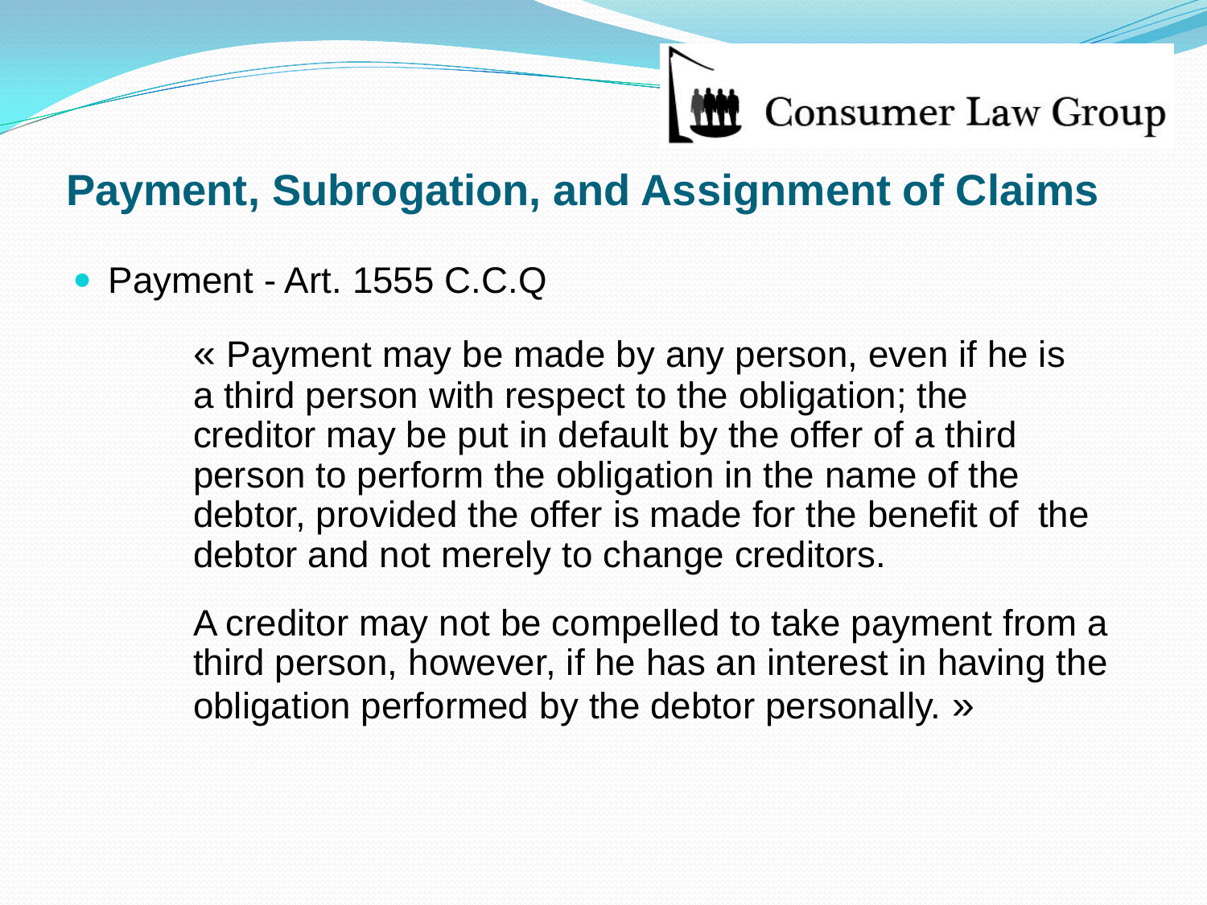## Payment, Subrogation, and Assignment of Claims

- Payment - Art. 1555 C.C.Q

  « Payment may be made by any person, even if he is a third person with respect to the obligation; the creditor may be put in default by the offer of a third person to perform the obligation in the name of the debtor, provided the offer is made for the benefit of the debtor and not merely to change creditors.

  A creditor may not be compelled to take payment from a third person, however, if he has an interest in having the obligation performed by the debtor personally. »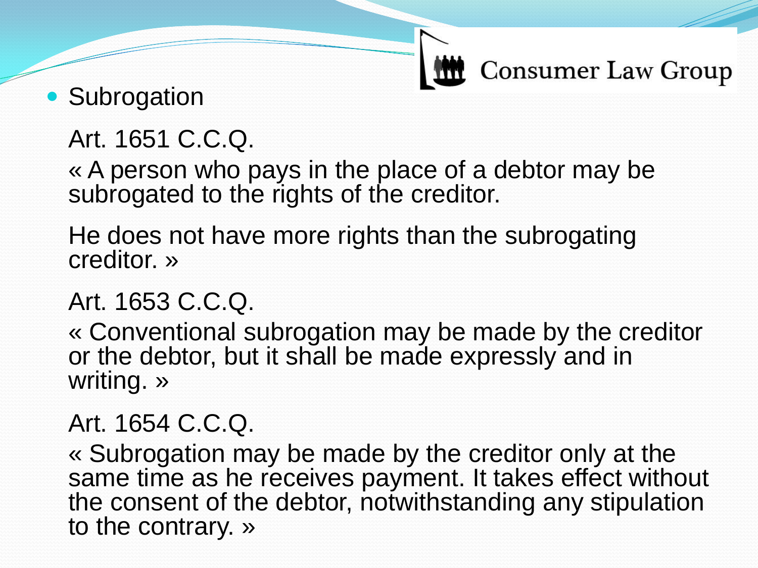- Subrogation

Art. 1651 C.C.Q.

« A person who pays in the place of a debtor may be subrogated to the rights of the creditor.

He does not have more rights than the subrogating creditor. »

Art. 1653 C.C.Q.

« Conventional subrogation may be made by the creditor or the debtor, but it shall be made expressly and in writing. »

Art. 1654 C.C.Q.

« Subrogation may be made by the creditor only at the same time as he receives payment. It takes effect without the consent of the debtor, notwithstanding any stipulation to the contrary. »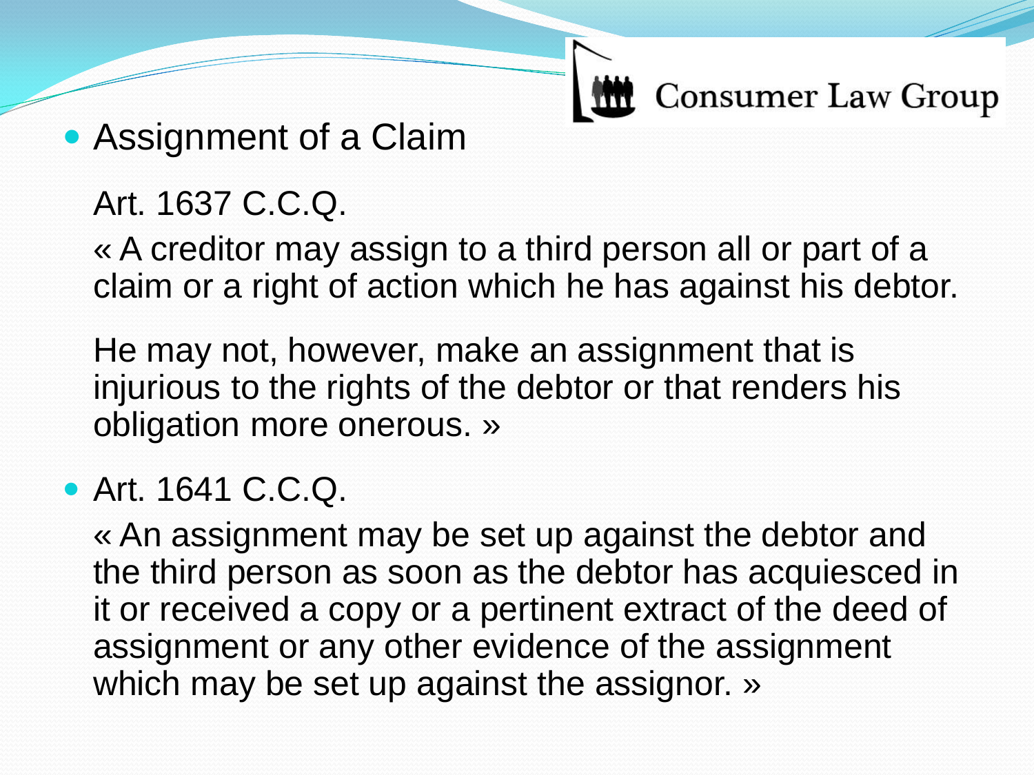- Assignment of a Claim

  Art. 1637 C.C.Q.

  « A creditor may assign to a third person all or part of a claim or a right of action which he has against his debtor.

  He may not, however, make an assignment that is injurious to the rights of the debtor or that renders his obligation more onerous. »

- Art. 1641 C.C.Q.

  « An assignment may be set up against the debtor and the third person as soon as the debtor has acquiesced in it or received a copy or a pertinent extract of the deed of assignment or any other evidence of the assignment which may be set up against the assignor. »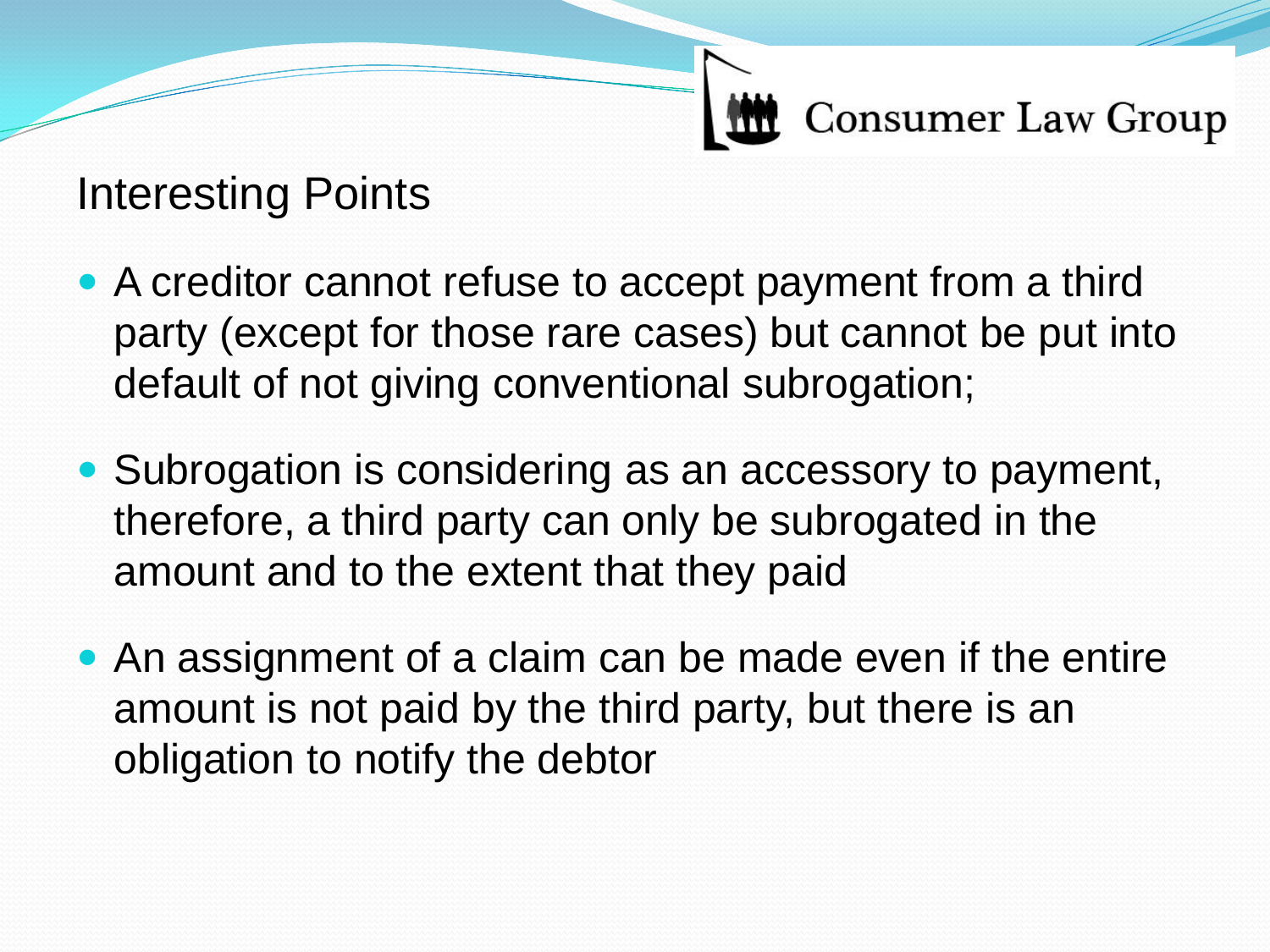## Interesting Points

- A creditor cannot refuse to accept payment from a third party (except for those rare cases) but cannot be put into default of not giving conventional subrogation;
- Subrogation is considering as an accessory to payment, therefore, a third party can only be subrogated in the amount and to the extent that they paid
- An assignment of a claim can be made even if the entire amount is not paid by the third party, but there is an obligation to notify the debtor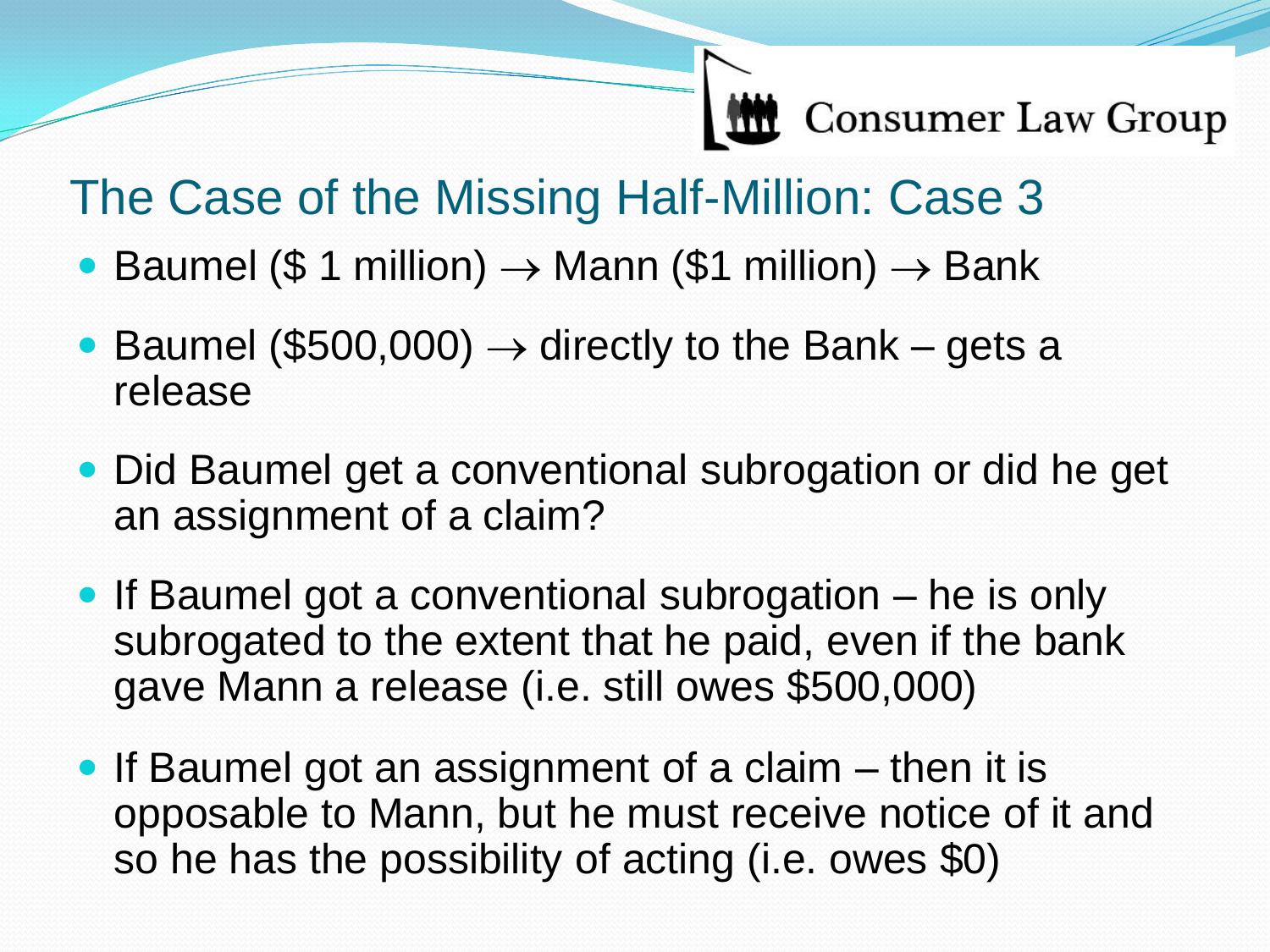## The Case of the Missing Half-Million: Case 3

- Baumel ($ 1 million) → Mann ($1 million) → Bank
- Baumel ($500,000) → directly to the Bank – gets a release
- Did Baumel get a conventional subrogation or did he get an assignment of a claim?
- If Baumel got a conventional subrogation – he is only subrogated to the extent that he paid, even if the bank gave Mann a release (i.e. still owes $500,000)
- If Baumel got an assignment of a claim – then it is opposable to Mann, but he must receive notice of it and so he has the possibility of acting (i.e. owes $0)